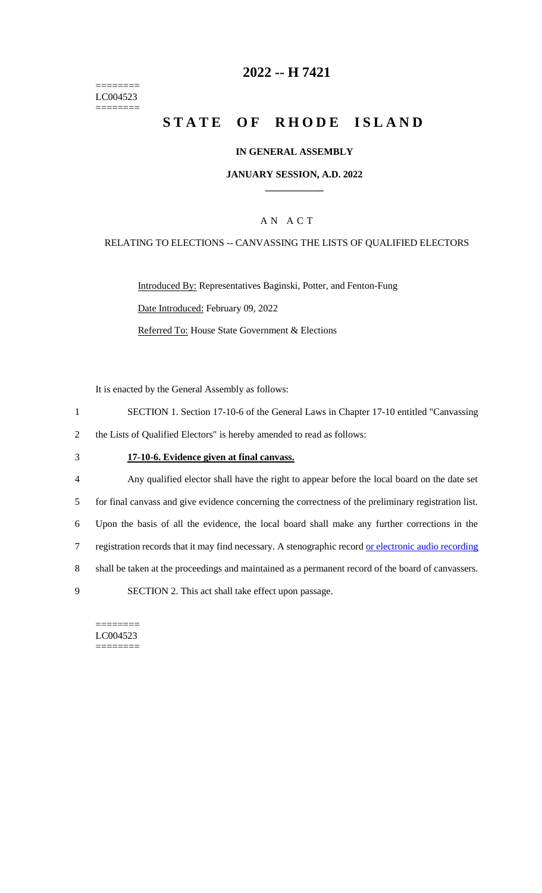========
LC004523
========

# 2022 -- H 7421

# STATE OF RHODE ISLAND

**IN GENERAL ASSEMBLY**

**JANUARY SESSION, A.D. 2022**

A N A C T

RELATING TO ELECTIONS -- CANVASSING THE LISTS OF QUALIFIED ELECTORS

Introduced By: Representatives Baginski, Potter, and Fenton-Fung

Date Introduced: February 09, 2022

Referred To: House State Government & Elections

It is enacted by the General Assembly as follows:

1 SECTION 1. Section 17-10-6 of the General Laws in Chapter 17-10 entitled "Canvassing
2 the Lists of Qualified Electors" is hereby amended to read as follows:

3 **17-10-6. Evidence given at final canvass.**

4 Any qualified elector shall have the right to appear before the local board on the date set
5 for final canvass and give evidence concerning the correctness of the preliminary registration list.
6 Upon the basis of all the evidence, the local board shall make any further corrections in the
7 registration records that it may find necessary. A stenographic record or electronic audio recording
8 shall be taken at the proceedings and maintained as a permanent record of the board of canvassers.
9 SECTION 2. This act shall take effect upon passage.

========
LC004523
========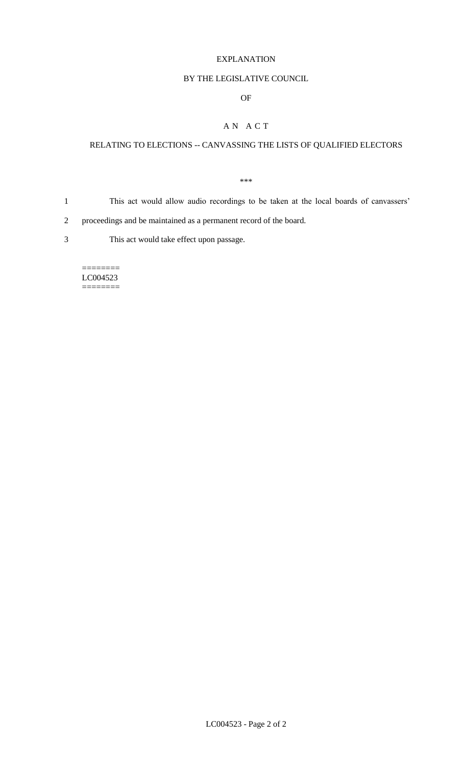EXPLANATION

BY THE LEGISLATIVE COUNCIL

OF

A N A C T

RELATING TO ELECTIONS -- CANVASSING THE LISTS OF QUALIFIED ELECTORS

\*\*\*

This act would allow audio recordings to be taken at the local boards of canvassers' proceedings and be maintained as a permanent record of the board.

This act would take effect upon passage.

========
LC004523
========